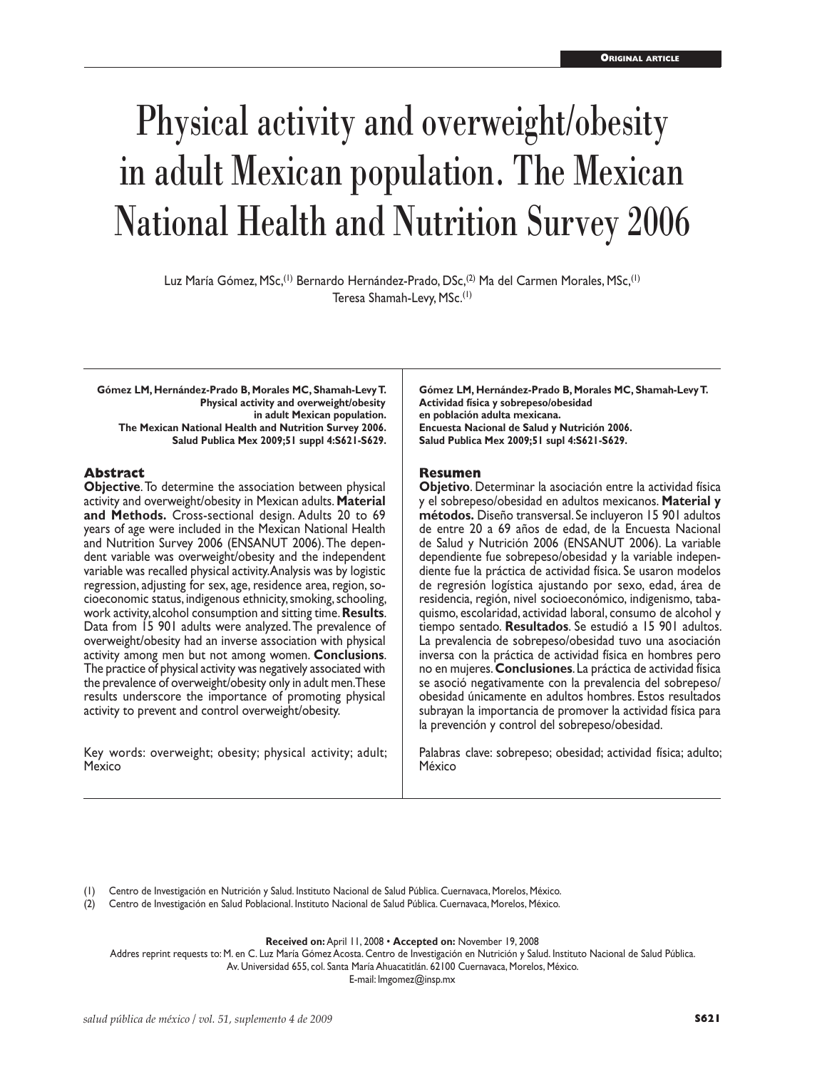Original article

# Physical activity and overweight/obesity in adult Mexican population. The Mexican National Health and Nutrition Survey 2006

Luz María Gómez, MSc,[1] Bernardo Hernández-Prado, DSc,[2] Ma del Carmen Morales, MSc,[1] Teresa Shamah-Levy, MSc.[1]

**Gómez LM, Hernández-Prado B, Morales MC, Shamah-Levy T. Physical activity and overweight/obesity in adult Mexican population. The Mexican National Health and Nutrition Survey 2006. Salud Publica Mex 2009;51 suppl 4:S621-S629.**

## Abstract

**Objective**. To determine the association between physical activity and overweight/obesity in Mexican adults. **Material and Methods.** Cross-sectional design. Adults 20 to 69 years of age were included in the Mexican National Health and Nutrition Survey 2006 (ENSANUT 2006). The dependent variable was overweight/obesity and the independent variable was recalled physical activity. Analysis was by logistic regression, adjusting for sex, age, residence area, region, socioeconomic status, indigenous ethnicity, smoking, schooling, work activity, alcohol consumption and sitting time. **Results**. Data from 15 901 adults were analyzed. The prevalence of overweight/obesity had an inverse association with physical activity among men but not among women. **Conclusions**. The practice of physical activity was negatively associated with the prevalence of overweight/obesity only in adult men. These results underscore the importance of promoting physical activity to prevent and control overweight/obesity.

Key words: overweight; obesity; physical activity; adult; Mexico

**Gómez LM, Hernández-Prado B, Morales MC, Shamah-Levy T. Actividad física y sobrepeso/obesidad en población adulta mexicana. Encuesta Nacional de Salud y Nutrición 2006. Salud Publica Mex 2009;51 supl 4:S621-S629.**

## Resumen

**Objetivo**. Determinar la asociación entre la actividad física y el sobrepeso/obesidad en adultos mexicanos. **Material y métodos.** Diseño transversal. Se incluyeron 15 901 adultos de entre 20 a 69 años de edad, de la Encuesta Nacional de Salud y Nutrición 2006 (ENSANUT 2006). La variable dependiente fue sobrepeso/obesidad y la variable independiente fue la práctica de actividad física. Se usaron modelos de regresión logística ajustando por sexo, edad, área de residencia, región, nivel socioeconómico, indigenismo, tabaquismo, escolaridad, actividad laboral, consumo de alcohol y tiempo sentado. **Resultados**. Se estudió a 15 901 adultos. La prevalencia de sobrepeso/obesidad tuvo una asociación inversa con la práctica de actividad física en hombres pero no en mujeres. **Conclusiones**. La práctica de actividad física se asoció negativamente con la prevalencia del sobrepeso/obesidad únicamente en adultos hombres. Estos resultados subrayan la importancia de promover la actividad física para la prevención y control del sobrepeso/obesidad.

Palabras clave: sobrepeso; obesidad; actividad física; adulto; México

(1) Centro de Investigación en Nutrición y Salud. Instituto Nacional de Salud Pública. Cuernavaca, Morelos, México.
(2) Centro de Investigación en Salud Poblacional. Instituto Nacional de Salud Pública. Cuernavaca, Morelos, México.

**Received on:** April 11, 2008 • **Accepted on:** November 19, 2008
Addres reprint requests to: M. en C. Luz María Gómez Acosta. Centro de Investigación en Nutrición y Salud. Instituto Nacional de Salud Pública. Av. Universidad 655, col. Santa María Ahuacatitlán. 62100 Cuernavaca, Morelos, México.
E-mail: lmgomez@insp.mx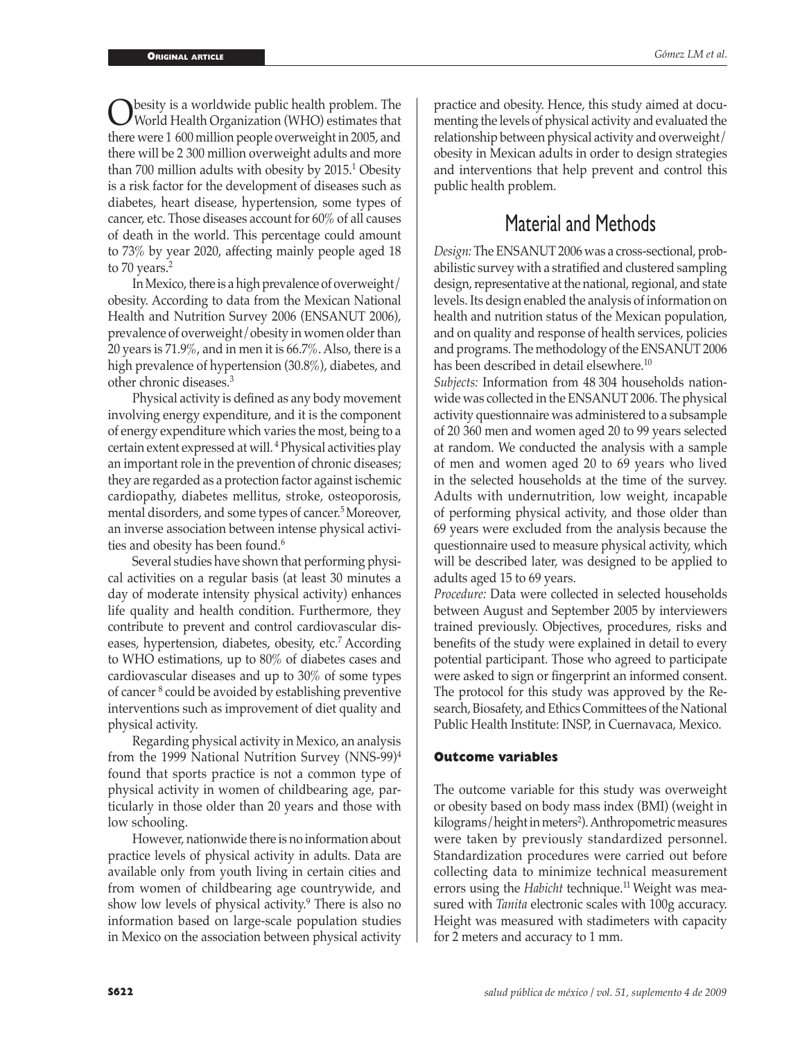Obesity is a worldwide public health problem. The World Health Organization (WHO) estimates that there were 1 600 million people overweight in 2005, and there will be 2 300 million overweight adults and more than 700 million adults with obesity by 2015.[1] Obesity is a risk factor for the development of diseases such as diabetes, heart disease, hypertension, some types of cancer, etc. Those diseases account for 60% of all causes of death in the world. This percentage could amount to 73% by year 2020, affecting mainly people aged 18 to 70 years.[2]

In Mexico, there is a high prevalence of overweight/obesity. According to data from the Mexican National Health and Nutrition Survey 2006 (ENSANUT 2006), prevalence of overweight/obesity in women older than 20 years is 71.9%, and in men it is 66.7%. Also, there is a high prevalence of hypertension (30.8%), diabetes, and other chronic diseases.[3]

Physical activity is defined as any body movement involving energy expenditure, and it is the component of energy expenditure which varies the most, being to a certain extent expressed at will.[4] Physical activities play an important role in the prevention of chronic diseases; they are regarded as a protection factor against ischemic cardiopathy, diabetes mellitus, stroke, osteoporosis, mental disorders, and some types of cancer.[5] Moreover, an inverse association between intense physical activities and obesity has been found.[6]

Several studies have shown that performing physical activities on a regular basis (at least 30 minutes a day of moderate intensity physical activity) enhances life quality and health condition. Furthermore, they contribute to prevent and control cardiovascular diseases, hypertension, diabetes, obesity, etc.[7] According to WHO estimations, up to 80% of diabetes cases and cardiovascular diseases and up to 30% of some types of cancer [8] could be avoided by establishing preventive interventions such as improvement of diet quality and physical activity.

Regarding physical activity in Mexico, an analysis from the 1999 National Nutrition Survey (NNS-99)[4] found that sports practice is not a common type of physical activity in women of childbearing age, particularly in those older than 20 years and those with low schooling.

However, nationwide there is no information about practice levels of physical activity in adults. Data are available only from youth living in certain cities and from women of childbearing age countrywide, and show low levels of physical activity.[9] There is also no information based on large-scale population studies in Mexico on the association between physical activity practice and obesity. Hence, this study aimed at documenting the levels of physical activity and evaluated the relationship between physical activity and overweight/obesity in Mexican adults in order to design strategies and interventions that help prevent and control this public health problem.

# Material and Methods

*Design:* The ENSANUT 2006 was a cross-sectional, probabilistic survey with a stratified and clustered sampling design, representative at the national, regional, and state levels. Its design enabled the analysis of information on health and nutrition status of the Mexican population, and on quality and response of health services, policies and programs. The methodology of the ENSANUT 2006 has been described in detail elsewhere.[10]

*Subjects:* Information from 48 304 households nationwide was collected in the ENSANUT 2006. The physical activity questionnaire was administered to a subsample of 20 360 men and women aged 20 to 99 years selected at random. We conducted the analysis with a sample of men and women aged 20 to 69 years who lived in the selected households at the time of the survey. Adults with undernutrition, low weight, incapable of performing physical activity, and those older than 69 years were excluded from the analysis because the questionnaire used to measure physical activity, which will be described later, was designed to be applied to adults aged 15 to 69 years.

*Procedure:* Data were collected in selected households between August and September 2005 by interviewers trained previously. Objectives, procedures, risks and benefits of the study were explained in detail to every potential participant. Those who agreed to participate were asked to sign or fingerprint an informed consent. The protocol for this study was approved by the Research, Biosafety, and Ethics Committees of the National Public Health Institute: INSP, in Cuernavaca, Mexico.

### Outcome variables

The outcome variable for this study was overweight or obesity based on body mass index (BMI) (weight in kilograms/height in meters$^2$). Anthropometric measures were taken by previously standardized personnel. Standardization procedures were carried out before collecting data to minimize technical measurement errors using the *Habicht* technique.[11] Weight was measured with *Tanita* electronic scales with 100g accuracy. Height was measured with stadimeters with capacity for 2 meters and accuracy to 1 mm.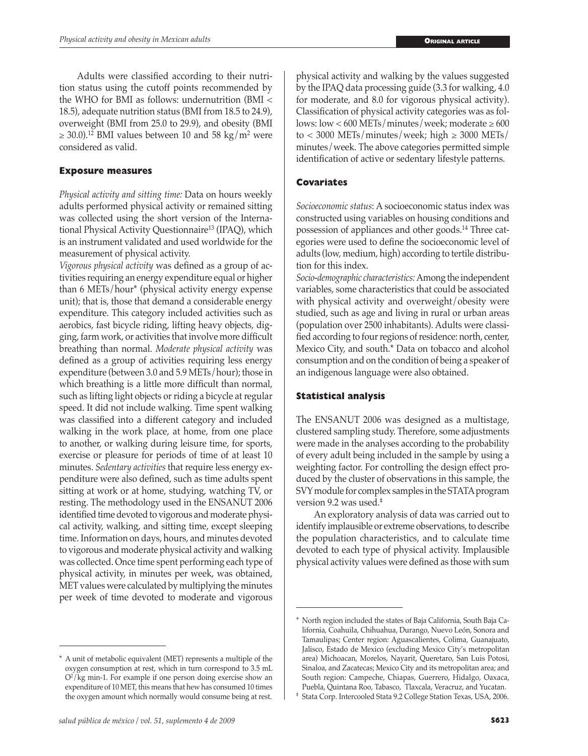Adults were classified according to their nutrition status using the cutoff points recommended by the WHO for BMI as follows: undernutrition (BMI < 18.5), adequate nutrition status (BMI from 18.5 to 24.9), overweight (BMI from 25.0 to 29.9), and obesity (BMI ≥ 30.0).[12] BMI values between 10 and 58 kg/m$^2$ were considered as valid.

### Exposure measures

*Physical activity and sitting time:* Data on hours weekly adults performed physical activity or remained sitting was collected using the short version of the International Physical Activity Questionnaire[13] (IPAQ), which is an instrument validated and used worldwide for the measurement of physical activity.

*Vigorous physical activity* was defined as a group of activities requiring an energy expenditure equal or higher than 6 METs/hour* (physical activity energy expense unit); that is, those that demand a considerable energy expenditure. This category included activities such as aerobics, fast bicycle riding, lifting heavy objects, digging, farm work, or activities that involve more difficult breathing than normal. *Moderate physical activity* was defined as a group of activities requiring less energy expenditure (between 3.0 and 5.9 METs/hour); those in which breathing is a little more difficult than normal, such as lifting light objects or riding a bicycle at regular speed. It did not include walking. Time spent walking was classified into a different category and included walking in the work place, at home, from one place to another, or walking during leisure time, for sports, exercise or pleasure for periods of time of at least 10 minutes. *Sedentary activities* that require less energy expenditure were also defined, such as time adults spent sitting at work or at home, studying, watching TV, or resting. The methodology used in the ENSANUT 2006 identified time devoted to vigorous and moderate physical activity, walking, and sitting time, except sleeping time. Information on days, hours, and minutes devoted to vigorous and moderate physical activity and walking was collected. Once time spent performing each type of physical activity, in minutes per week, was obtained, MET values were calculated by multiplying the minutes per week of time devoted to moderate and vigorous physical activity and walking by the values suggested by the IPAQ data processing guide (3.3 for walking, 4.0 for moderate, and 8.0 for vigorous physical activity). Classification of physical activity categories was as follows: low < 600 METs/minutes/week; moderate ≥ 600 to < 3000 METs/minutes/week; high ≥ 3000 METs/minutes/week. The above categories permitted simple identification of active or sedentary lifestyle patterns.

### Covariates

*Socioeconomic status*: A socioeconomic status index was constructed using variables on housing conditions and possession of appliances and other goods.[14] Three categories were used to define the socioeconomic level of adults (low, medium, high) according to tertile distribution for this index.

*Socio-demographic characteristics:* Among the independent variables, some characteristics that could be associated with physical activity and overweight/obesity were studied, such as age and living in rural or urban areas (population over 2500 inhabitants). Adults were classified according to four regions of residence: north, center, Mexico City, and south.* Data on tobacco and alcohol consumption and on the condition of being a speaker of an indigenous language were also obtained.

### Statistical analysis

The ENSANUT 2006 was designed as a multistage, clustered sampling study. Therefore, some adjustments were made in the analyses according to the probability of every adult being included in the sample by using a weighting factor. For controlling the design effect produced by the cluster of observations in this sample, the SVY module for complex samples in the STATA program version 9.2 was used.‡

An exploratory analysis of data was carried out to identify implausible or extreme observations, to describe the population characteristics, and to calculate time devoted to each type of physical activity. Implausible physical activity values were defined as those with sum

---

\* A unit of metabolic equivalent (MET) represents a multiple of the oxygen consumption at rest, which in turn correspond to 3.5 mL $O^2$/kg min-1. For example if one person doing exercise show an expenditure of 10 MET, this means that hew has consumed 10 times the oxygen amount which normally would consume being at rest.

\* North region included the states of Baja California, South Baja California, Coahuila, Chihuahua, Durango, Nuevo León, Sonora and Tamaulipas; Center region: Aguascalientes, Colima, Guanajuato, Jalisco, Estado de Mexico (excluding Mexico City's metropolitan area) Michoacan, Morelos, Nayarit, Queretaro, San Luis Potosi, Sinaloa, and Zacatecas; Mexico City and its metropolitan area; and South region: Campeche, Chiapas, Guerrero, Hidalgo, Oaxaca, Puebla, Quintana Roo, Tabasco, Tlaxcala, Veracruz, and Yucatan.

‡ Stata Corp. Intercooled Stata 9.2 College Station Texas, USA, 2006.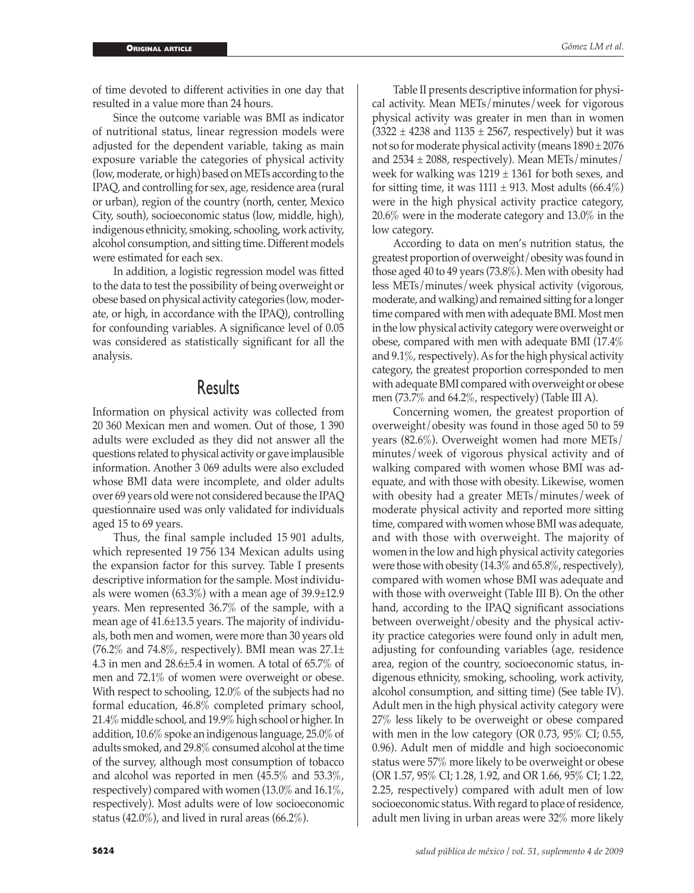of time devoted to different activities in one day that resulted in a value more than 24 hours.

Since the outcome variable was BMI as indicator of nutritional status, linear regression models were adjusted for the dependent variable, taking as main exposure variable the categories of physical activity (low, moderate, or high) based on METs according to the IPAQ, and controlling for sex, age, residence area (rural or urban), region of the country (north, center, Mexico City, south), socioeconomic status (low, middle, high), indigenous ethnicity, smoking, schooling, work activity, alcohol consumption, and sitting time. Different models were estimated for each sex.

In addition, a logistic regression model was fitted to the data to test the possibility of being overweight or obese based on physical activity categories (low, moderate, or high, in accordance with the IPAQ), controlling for confounding variables. A significance level of 0.05 was considered as statistically significant for all the analysis.

## Results

Information on physical activity was collected from 20 360 Mexican men and women. Out of those, 1 390 adults were excluded as they did not answer all the questions related to physical activity or gave implausible information. Another 3 069 adults were also excluded whose BMI data were incomplete, and older adults over 69 years old were not considered because the IPAQ questionnaire used was only validated for individuals aged 15 to 69 years.

Thus, the final sample included 15 901 adults, which represented 19 756 134 Mexican adults using the expansion factor for this survey. Table I presents descriptive information for the sample. Most individuals were women (63.3%) with a mean age of 39.9±12.9 years. Men represented 36.7% of the sample, with a mean age of 41.6±13.5 years. The majority of individuals, both men and women, were more than 30 years old (76.2% and 74.8%, respectively). BMI mean was 27.1± 4.3 in men and 28.6±5.4 in women. A total of 65.7% of men and 72.1% of women were overweight or obese. With respect to schooling, 12.0% of the subjects had no formal education, 46.8% completed primary school, 21.4% middle school, and 19.9% high school or higher. In addition, 10.6% spoke an indigenous language, 25.0% of adults smoked, and 29.8% consumed alcohol at the time of the survey, although most consumption of tobacco and alcohol was reported in men (45.5% and 53.3%, respectively) compared with women (13.0% and 16.1%, respectively). Most adults were of low socioeconomic status (42.0%), and lived in rural areas (66.2%).

Table II presents descriptive information for physical activity. Mean METs/minutes/week for vigorous physical activity was greater in men than in women (3322 ± 4238 and 1135 ± 2567, respectively) but it was not so for moderate physical activity (means 1890 ± 2076 and 2534 ± 2088, respectively). Mean METs/minutes/week for walking was 1219 ± 1361 for both sexes, and for sitting time, it was 1111 ± 913. Most adults (66.4%) were in the high physical activity practice category, 20.6% were in the moderate category and 13.0% in the low category.

According to data on men's nutrition status, the greatest proportion of overweight/obesity was found in those aged 40 to 49 years (73.8%). Men with obesity had less METs/minutes/week physical activity (vigorous, moderate, and walking) and remained sitting for a longer time compared with men with adequate BMI. Most men in the low physical activity category were overweight or obese, compared with men with adequate BMI (17.4% and 9.1%, respectively). As for the high physical activity category, the greatest proportion corresponded to men with adequate BMI compared with overweight or obese men (73.7% and 64.2%, respectively) (Table III A).

Concerning women, the greatest proportion of overweight/obesity was found in those aged 50 to 59 years (82.6%). Overweight women had more METs/minutes/week of vigorous physical activity and of walking compared with women whose BMI was adequate, and with those with obesity. Likewise, women with obesity had a greater METs/minutes/week of moderate physical activity and reported more sitting time, compared with women whose BMI was adequate, and with those with overweight. The majority of women in the low and high physical activity categories were those with obesity (14.3% and 65.8%, respectively), compared with women whose BMI was adequate and with those with overweight (Table III B). On the other hand, according to the IPAQ significant associations between overweight/obesity and the physical activity practice categories were found only in adult men, adjusting for confounding variables (age, residence area, region of the country, socioeconomic status, indigenous ethnicity, smoking, schooling, work activity, alcohol consumption, and sitting time) (See table IV). Adult men in the high physical activity category were 27% less likely to be overweight or obese compared with men in the low category (OR 0.73, 95% CI; 0.55, 0.96). Adult men of middle and high socioeconomic status were 57% more likely to be overweight or obese (OR 1.57, 95% CI; 1.28, 1.92, and OR 1.66, 95% CI; 1.22, 2.25, respectively) compared with adult men of low socioeconomic status. With regard to place of residence, adult men living in urban areas were 32% more likely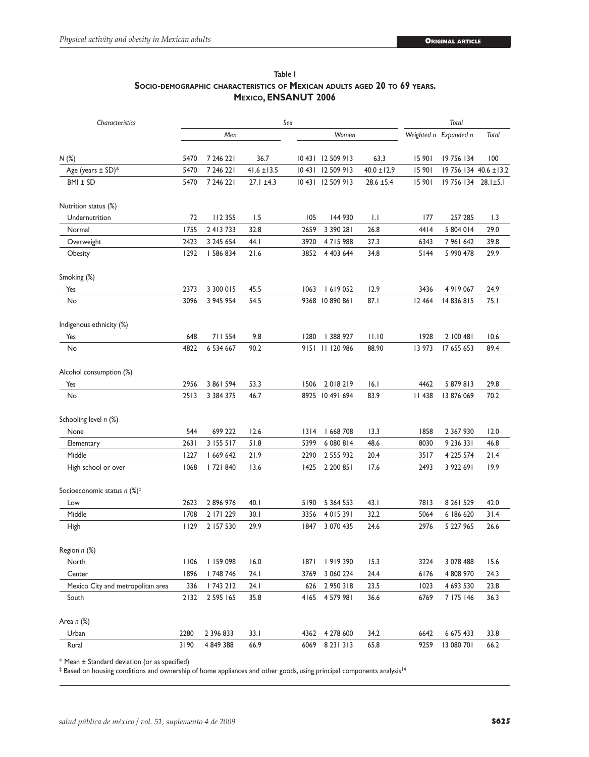**Table I**

**Socio-demographic characteristics of Mexican adults aged 20 to 69 years. Mexico, ENSANUT 2006**

| *Characteristics* | *Sex* | | | | | | *Total* | | |
|---|---|---|---|---|---|---|---|---|---|
| | *Men* | | | *Women* | | | *Weighted n* | *Expanded n* | *Total* |
| N (%) | 5470 | 7 246 221 | 36.7 | 10 431 | 12 509 913 | 63.3 | 15 901 | 19 756 134 | 100 |
| Age (years ± SD)* | 5470 | 7 246 221 | 41.6 ±13.5 | 10 431 | 12 509 913 | 40.0 ±12.9 | 15 901 | 19 756 134 | 40.6 ±13.2 |
| BMI ± SD | 5470 | 7 246 221 | 27.1 ±4.3 | 10 431 | 12 509 913 | 28.6 ±5.4 | 15 901 | 19 756 134 | 28.1±5.1 |
| Nutrition status (%) | | | | | | | | | |
| Undernutrition | 72 | 112 355 | 1.5 | 105 | 144 930 | 1.1 | 177 | 257 285 | 1.3 |
| Normal | 1755 | 2 413 733 | 32.8 | 2659 | 3 390 281 | 26.8 | 4414 | 5 804 014 | 29.0 |
| Overweight | 2423 | 3 245 654 | 44.1 | 3920 | 4 715 988 | 37.3 | 6343 | 7 961 642 | 39.8 |
| Obesity | 1292 | 1 586 834 | 21.6 | 3852 | 4 403 644 | 34.8 | 5144 | 5 990 478 | 29.9 |
| Smoking (%) | | | | | | | | | |
| Yes | 2373 | 3 300 015 | 45.5 | 1063 | 1 619 052 | 12.9 | 3436 | 4 919 067 | 24.9 |
| No | 3096 | 3 945 954 | 54.5 | 9368 | 10 890 861 | 87.1 | 12 464 | 14 836 815 | 75.1 |
| Indigenous ethnicity (%) | | | | | | | | | |
| Yes | 648 | 711 554 | 9.8 | 1280 | 1 388 927 | 11.10 | 1928 | 2 100 481 | 10.6 |
| No | 4822 | 6 534 667 | 90.2 | 9151 | 11 120 986 | 88.90 | 13 973 | 17 655 653 | 89.4 |
| Alcohol consumption (%) | | | | | | | | | |
| Yes | 2956 | 3 861 594 | 53.3 | 1506 | 2 018 219 | 16.1 | 4462 | 5 879 813 | 29.8 |
| No | 2513 | 3 384 375 | 46.7 | 8925 | 10 491 694 | 83.9 | 11 438 | 13 876 069 | 70.2 |
| Schooling level *n* (%) | | | | | | | | | |
| None | 544 | 699 222 | 12.6 | 1314 | 1 668 708 | 13.3 | 1858 | 2 367 930 | 12.0 |
| Elementary | 2631 | 3 155 517 | 51.8 | 5399 | 6 080 814 | 48.6 | 8030 | 9 236 331 | 46.8 |
| Middle | 1227 | 1 669 642 | 21.9 | 2290 | 2 555 932 | 20.4 | 3517 | 4 225 574 | 21.4 |
| High school or over | 1068 | 1 721 840 | 13.6 | 1425 | 2 200 851 | 17.6 | 2493 | 3 922 691 | 19.9 |
| Socioeconomic status *n* (%)‡ | | | | | | | | | |
| Low | 2623 | 2 896 976 | 40.1 | 5190 | 5 364 553 | 43.1 | 7813 | 8 261 529 | 42.0 |
| Middle | 1708 | 2 171 229 | 30.1 | 3356 | 4 015 391 | 32.2 | 5064 | 6 186 620 | 31.4 |
| High | 1129 | 2 157 530 | 29.9 | 1847 | 3 070 435 | 24.6 | 2976 | 5 227 965 | 26.6 |
| Region *n* (%) | | | | | | | | | |
| North | 1106 | 1 159 098 | 16.0 | 1871 | 1 919 390 | 15.3 | 3224 | 3 078 488 | 15.6 |
| Center | 1896 | 1 748 746 | 24.1 | 3769 | 3 060 224 | 24.4 | 6176 | 4 808 970 | 24.3 |
| Mexico City and metropolitan area | 336 | 1 743 212 | 24.1 | 626 | 2 950 318 | 23.5 | 1023 | 4 693 530 | 23.8 |
| South | 2132 | 2 595 165 | 35.8 | 4165 | 4 579 981 | 36.6 | 6769 | 7 175 146 | 36.3 |
| Area *n* (%) | | | | | | | | | |
| Urban | 2280 | 2 396 833 | 33.1 | 4362 | 4 278 600 | 34.2 | 6642 | 6 675 433 | 33.8 |
| Rural | 3190 | 4 849 388 | 66.9 | 6069 | 8 231 313 | 65.8 | 9259 | 13 080 701 | 66.2 |

* Mean ± Standard deviation (or as specified)

‡ Based on housing conditions and ownership of home appliances and other goods, using principal components analysis[14]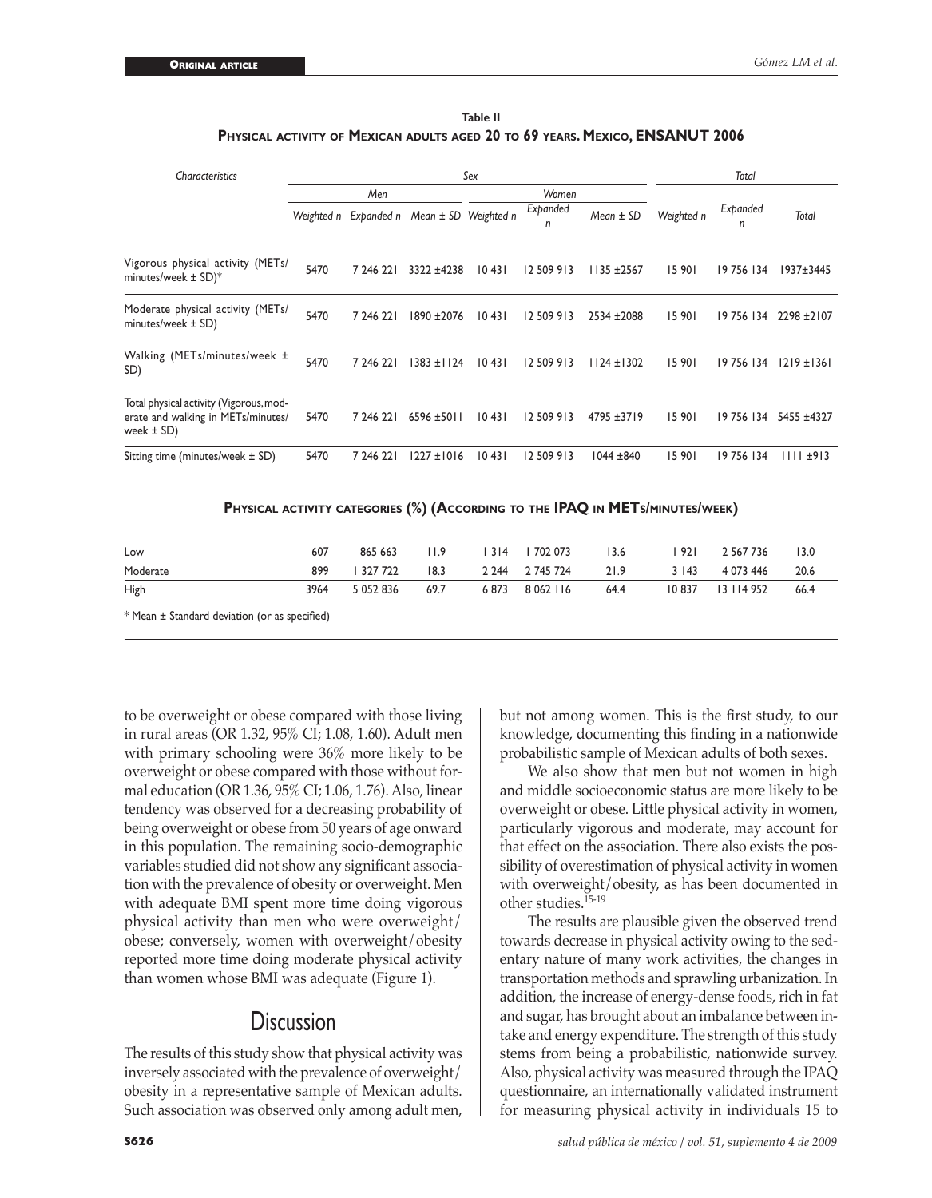**Table II**
**Physical activity of Mexican adults aged 20 to 69 years. Mexico, ENSANUT 2006**

| *Characteristics* | *Sex* | | | | | | *Total* | | |
|---|---|---|---|---|---|---|---|---|---|
| | *Men* | | | *Women* | | | | | |
| | *Weighted n* | *Expanded n* | *Mean ± SD* | *Weighted n* | *Expanded n* | *Mean ± SD* | *Weighted n* | *Expanded n* | *Total* |
| Vigorous physical activity (METs/minutes/week ± SD)* | 5470 | 7 246 221 | 3322 ±4238 | 10 431 | 12 509 913 | 1135 ±2567 | 15 901 | 19 756 134 | 1937±3445 |
| Moderate physical activity (METs/minutes/week ± SD) | 5470 | 7 246 221 | 1890 ±2076 | 10 431 | 12 509 913 | 2534 ±2088 | 15 901 | 19 756 134 | 2298 ±2107 |
| Walking (METs/minutes/week ± SD) | 5470 | 7 246 221 | 1383 ±1124 | 10 431 | 12 509 913 | 1124 ±1302 | 15 901 | 19 756 134 | 1219 ±1361 |
| Total physical activity (Vigorous, moderate and walking in METs/minutes/week ± SD) | 5470 | 7 246 221 | 6596 ±5011 | 10 431 | 12 509 913 | 4795 ±3719 | 15 901 | 19 756 134 | 5455 ±4327 |
| Sitting time (minutes/week ± SD) | 5470 | 7 246 221 | 1227 ±1016 | 10 431 | 12 509 913 | 1044 ±840 | 15 901 | 19 756 134 | 1111 ±913 |
| **Physical activity categories (%) (According to the IPAQ in METs/minutes/week)** | | | | | | | | | |
| Low | 607 | 865 663 | 11.9 | 1 314 | 1 702 073 | 13.6 | 1 921 | 2 567 736 | 13.0 |
| Moderate | 899 | 1 327 722 | 18.3 | 2 244 | 2 745 724 | 21.9 | 3 143 | 4 073 446 | 20.6 |
| High | 3964 | 5 052 836 | 69.7 | 6 873 | 8 062 116 | 64.4 | 10 837 | 13 114 952 | 66.4 |

* Mean ± Standard deviation (or as specified)

to be overweight or obese compared with those living in rural areas (OR 1.32, 95% CI; 1.08, 1.60). Adult men with primary schooling were 36% more likely to be overweight or obese compared with those without formal education (OR 1.36, 95% CI; 1.06, 1.76). Also, linear tendency was observed for a decreasing probability of being overweight or obese from 50 years of age onward in this population. The remaining socio-demographic variables studied did not show any significant association with the prevalence of obesity or overweight. Men with adequate BMI spent more time doing vigorous physical activity than men who were overweight/obese; conversely, women with overweight/obesity reported more time doing moderate physical activity than women whose BMI was adequate (Figure 1).

## Discussion

The results of this study show that physical activity was inversely associated with the prevalence of overweight/obesity in a representative sample of Mexican adults. Such association was observed only among adult men, but not among women. This is the first study, to our knowledge, documenting this finding in a nationwide probabilistic sample of Mexican adults of both sexes.

We also show that men but not women in high and middle socioeconomic status are more likely to be overweight or obese. Little physical activity in women, particularly vigorous and moderate, may account for that effect on the association. There also exists the possibility of overestimation of physical activity in women with overweight/obesity, as has been documented in other studies.[15-19]

The results are plausible given the observed trend towards decrease in physical activity owing to the sedentary nature of many work activities, the changes in transportation methods and sprawling urbanization. In addition, the increase of energy-dense foods, rich in fat and sugar, has brought about an imbalance between intake and energy expenditure. The strength of this study stems from being a probabilistic, nationwide survey. Also, physical activity was measured through the IPAQ questionnaire, an internationally validated instrument for measuring physical activity in individuals 15 to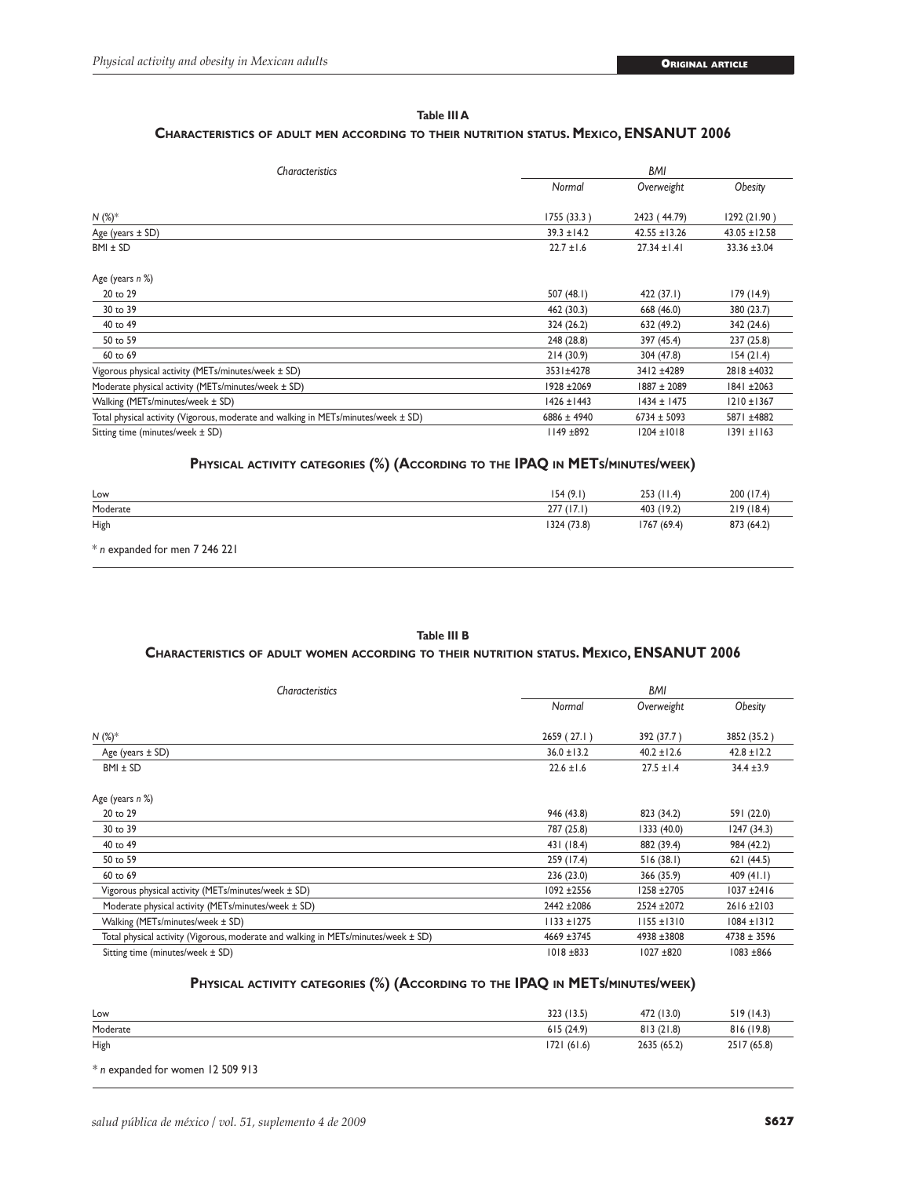**Table III A**

**Characteristics of adult men according to their nutrition status. Mexico, ENSANUT 2006**

| *Characteristics* | *BMI* | | |
|---|---|---|---|
| | *Normal* | *Overweight* | *Obesity* |
| *N* (%)* | 1755 (33.3 ) | 2423 ( 44.79) | 1292 (21.90 ) |
| Age (years ± SD) | 39.3 ±14.2 | 42.55 ±13.26 | 43.05 ±12.58 |
| BMI ± SD | 22.7 ±1.6 | 27.34 ±1.41 | 33.36 ±3.04 |
| Age (years *n* %) | | | |
| 20 to 29 | 507 (48.1) | 422 (37.1) | 179 (14.9) |
| 30 to 39 | 462 (30.3) | 668 (46.0) | 380 (23.7) |
| 40 to 49 | 324 (26.2) | 632 (49.2) | 342 (24.6) |
| 50 to 59 | 248 (28.8) | 397 (45.4) | 237 (25.8) |
| 60 to 69 | 214 (30.9) | 304 (47.8) | 154 (21.4) |
| Vigorous physical activity (METs/minutes/week ± SD) | 3531±4278 | 3412 ±4289 | 2818 ±4032 |
| Moderate physical activity (METs/minutes/week ± SD) | 1928 ±2069 | 1887 ± 2089 | 1841 ±2063 |
| Walking (METs/minutes/week ± SD) | 1426 ±1443 | 1434 ± 1475 | 1210 ±1367 |
| Total physical activity (Vigorous, moderate and walking in METs/minutes/week ± SD) | 6886 ± 4940 | 6734 ± 5093 | 5871 ±4882 |
| Sitting time (minutes/week ± SD) | 1149 ±892 | 1204 ±1018 | 1391 ±1163 |

**Physical activity categories (%) (According to the IPAQ in METs/minutes/week)**

| | | | |
|---|---|---|---|
| Low | 154 (9.1) | 253 (11.4) | 200 (17.4) |
| Moderate | 277 (17.1) | 403 (19.2) | 219 (18.4) |
| High | 1324 (73.8) | 1767 (69.4) | 873 (64.2) |

* *n* expanded for men 7 246 221

**Table III B**

**Characteristics of adult women according to their nutrition status. Mexico, ENSANUT 2006**

| *Characteristics* | *BMI* | | |
|---|---|---|---|
| | *Normal* | *Overweight* | *Obesity* |
| *N* (%)* | 2659 ( 27.1 ) | 392 (37.7 ) | 3852 (35.2 ) |
| Age (years ± SD) | 36.0 ±13.2 | 40.2 ±12.6 | 42.8 ±12.2 |
| BMI ± SD | 22.6 ±1.6 | 27.5 ±1.4 | 34.4 ±3.9 |
| Age (years *n* %) | | | |
| 20 to 29 | 946 (43.8) | 823 (34.2) | 591 (22.0) |
| 30 to 39 | 787 (25.8) | 1333 (40.0) | 1247 (34.3) |
| 40 to 49 | 431 (18.4) | 882 (39.4) | 984 (42.2) |
| 50 to 59 | 259 (17.4) | 516 (38.1) | 621 (44.5) |
| 60 to 69 | 236 (23.0) | 366 (35.9) | 409 (41.1) |
| Vigorous physical activity (METs/minutes/week ± SD) | 1092 ±2556 | 1258 ±2705 | 1037 ±2416 |
| Moderate physical activity (METs/minutes/week ± SD) | 2442 ±2086 | 2524 ±2072 | 2616 ±2103 |
| Walking (METs/minutes/week ± SD) | 1133 ±1275 | 1155 ±1310 | 1084 ±1312 |
| Total physical activity (Vigorous, moderate and walking in METs/minutes/week ± SD) | 4669 ±3745 | 4938 ±3808 | 4738 ± 3596 |
| Sitting time (minutes/week ± SD) | 1018 ±833 | 1027 ±820 | 1083 ±866 |

**Physical activity categories (%) (According to the IPAQ in METs/minutes/week)**

| | | | |
|---|---|---|---|
| Low | 323 (13.5) | 472 (13.0) | 519 (14.3) |
| Moderate | 615 (24.9) | 813 (21.8) | 816 (19.8) |
| High | 1721 (61.6) | 2635 (65.2) | 2517 (65.8) |

* *n* expanded for women 12 509 913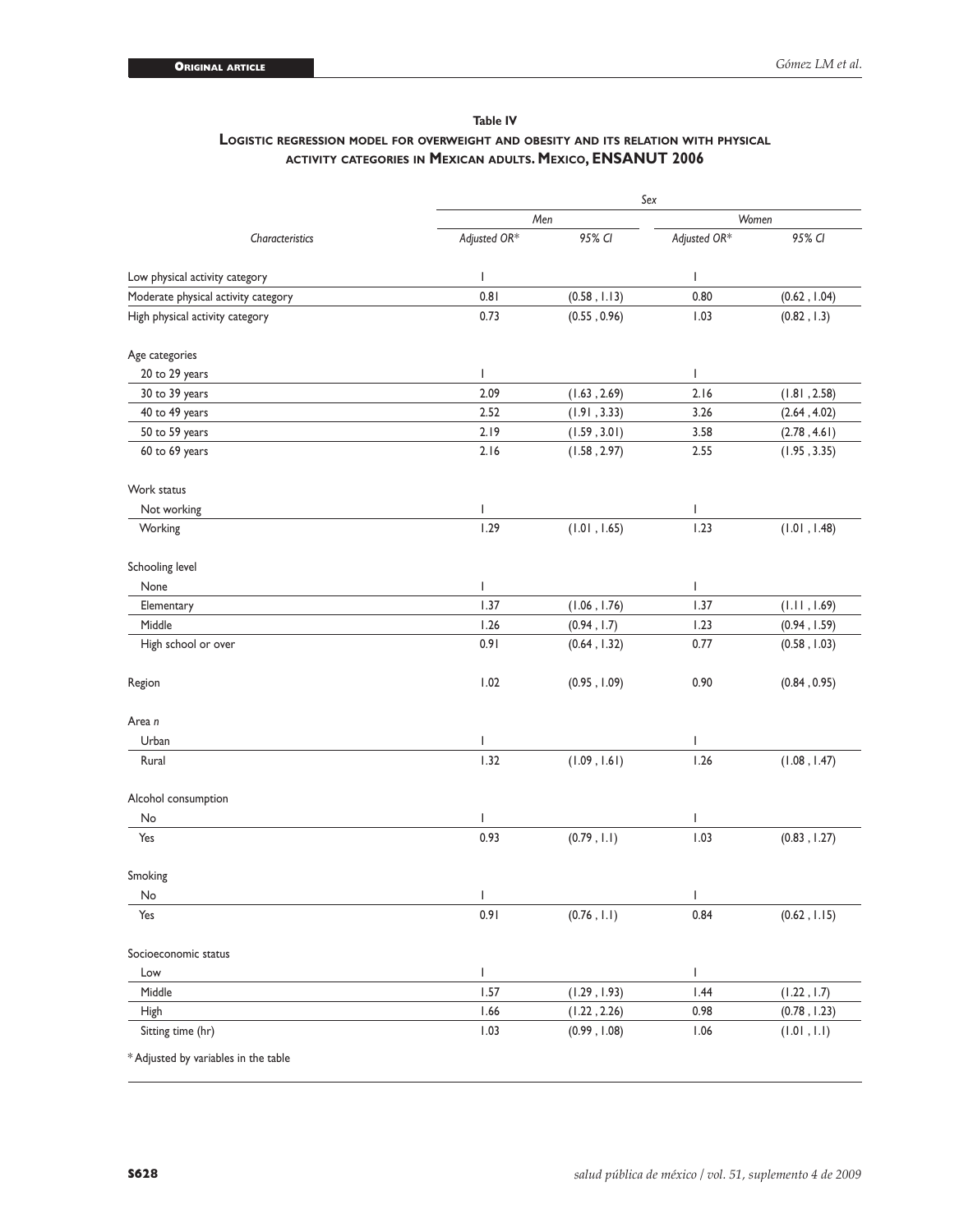**Table IV**

**Logistic regression model for overweight and obesity and its relation with physical activity categories in Mexican adults. Mexico, ENSANUT 2006**

| Characteristics | Sex | | | |
|---|---|---|---|---|
| | Men | | Women | |
| | Adjusted OR* | 95% CI | Adjusted OR* | 95% CI |
| Low physical activity category | 1 | | 1 | |
| Moderate physical activity category | 0.81 | (0.58 , 1.13) | 0.80 | (0.62 , 1.04) |
| High physical activity category | 0.73 | (0.55 , 0.96) | 1.03 | (0.82 , 1.3) |
| Age categories | | | | |
| 20 to 29 years | 1 | | 1 | |
| 30 to 39 years | 2.09 | (1.63 , 2.69) | 2.16 | (1.81 , 2.58) |
| 40 to 49 years | 2.52 | (1.91 , 3.33) | 3.26 | (2.64 , 4.02) |
| 50 to 59 years | 2.19 | (1.59 , 3.01) | 3.58 | (2.78 , 4.61) |
| 60 to 69 years | 2.16 | (1.58 , 2.97) | 2.55 | (1.95 , 3.35) |
| Work status | | | | |
| Not working | 1 | | 1 | |
| Working | 1.29 | (1.01 , 1.65) | 1.23 | (1.01 , 1.48) |
| Schooling level | | | | |
| None | 1 | | 1 | |
| Elementary | 1.37 | (1.06 , 1.76) | 1.37 | (1.11 , 1.69) |
| Middle | 1.26 | (0.94 , 1.7) | 1.23 | (0.94 , 1.59) |
| High school or over | 0.91 | (0.64 , 1.32) | 0.77 | (0.58 , 1.03) |
| Region | 1.02 | (0.95 , 1.09) | 0.90 | (0.84 , 0.95) |
| Area *n* | | | | |
| Urban | 1 | | 1 | |
| Rural | 1.32 | (1.09 , 1.61) | 1.26 | (1.08 , 1.47) |
| Alcohol consumption | | | | |
| No | 1 | | 1 | |
| Yes | 0.93 | (0.79 , 1.1) | 1.03 | (0.83 , 1.27) |
| Smoking | | | | |
| No | 1 | | 1 | |
| Yes | 0.91 | (0.76 , 1.1) | 0.84 | (0.62 , 1.15) |
| Socioeconomic status | | | | |
| Low | 1 | | 1 | |
| Middle | 1.57 | (1.29 , 1.93) | 1.44 | (1.22 , 1.7) |
| High | 1.66 | (1.22 , 2.26) | 0.98 | (0.78 , 1.23) |
| Sitting time (hr) | 1.03 | (0.99 , 1.08) | 1.06 | (1.01 , 1.1) |

* Adjusted by variables in the table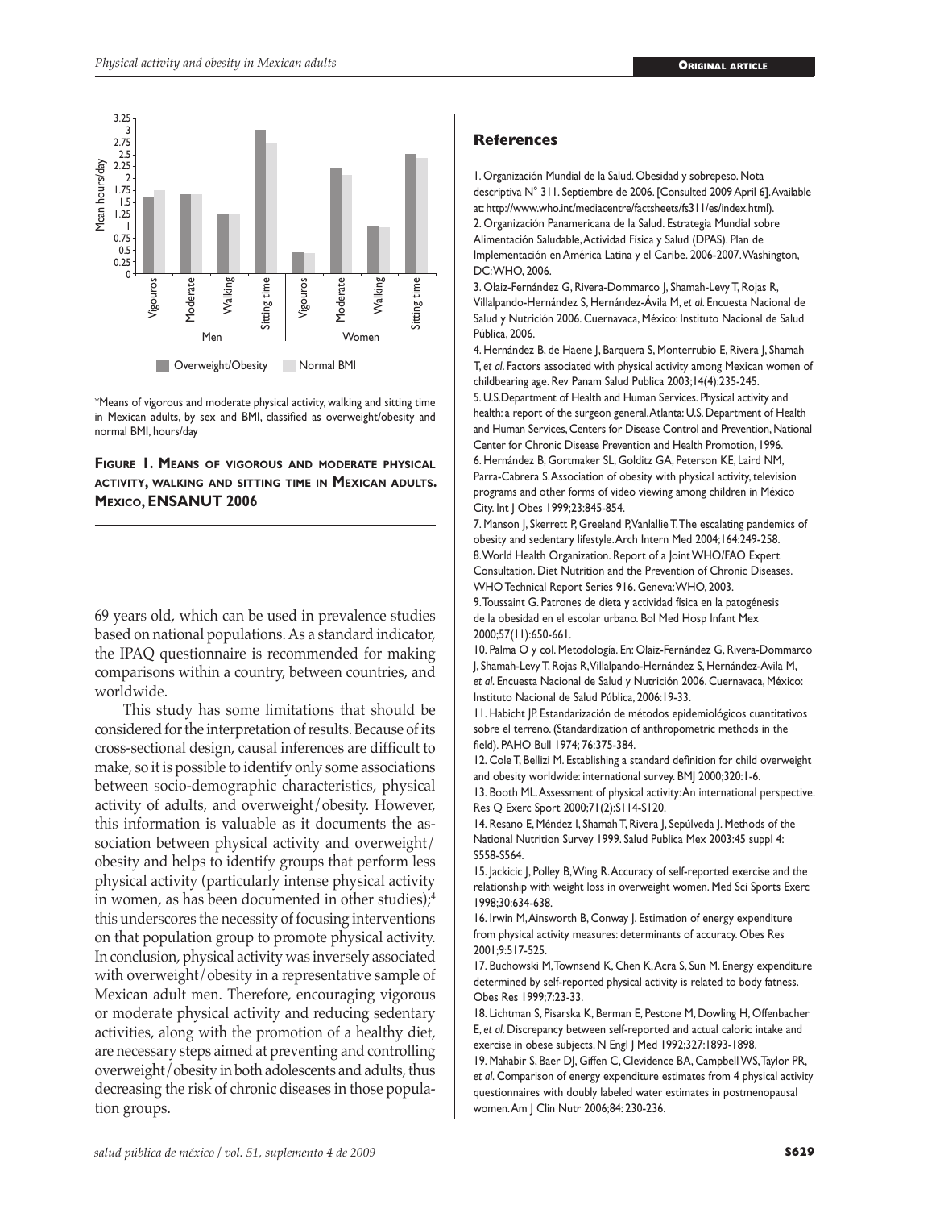3.25
3
2.75
2.5
2.25
2
1.75
1.5
1.25
1
0.75
0.5
0.25
0

Mean hours/day

Vigouros
Moderate
Walking
Sitting time
Vigouros
Moderate
Walking
Sitting time

Men
Women

Overweight/Obesity
Normal BMI

*Means of vigorous and moderate physical activity, walking and sitting time in Mexican adults, by sex and BMI, classified as overweight/obesity and normal BMI, hours/day

**Figure 1. Means of vigorous and moderate physical activity, walking and sitting time in Mexican adults. Mexico, ENSANUT 2006**

69 years old, which can be used in prevalence studies based on national populations. As a standard indicator, the IPAQ questionnaire is recommended for making comparisons within a country, between countries, and worldwide.

This study has some limitations that should be considered for the interpretation of results. Because of its cross-sectional design, causal inferences are difficult to make, so it is possible to identify only some associations between socio-demographic characteristics, physical activity of adults, and overweight/obesity. However, this information is valuable as it documents the association between physical activity and overweight/obesity and helps to identify groups that perform less physical activity (particularly intense physical activity in women, as has been documented in other studies);[4] this underscores the necessity of focusing interventions on that population group to promote physical activity. In conclusion, physical activity was inversely associated with overweight/obesity in a representative sample of Mexican adult men. Therefore, encouraging vigorous or moderate physical activity and reducing sedentary activities, along with the promotion of a healthy diet, are necessary steps aimed at preventing and controlling overweight/obesity in both adolescents and adults, thus decreasing the risk of chronic diseases in those population groups.

## References

1. Organización Mundial de la Salud. Obesidad y sobrepeso. Nota descriptiva N° 311. Septiembre de 2006. [Consulted 2009 April 6]. Available at: http://www.who.int/mediacentre/factsheets/fs311/es/index.html).
2. Organización Panamericana de la Salud. Estrategia Mundial sobre Alimentación Saludable, Actividad Física y Salud (DPAS). Plan de Implementación en América Latina y el Caribe. 2006-2007. Washington, DC: WHO, 2006.
3. Olaiz-Fernández G, Rivera-Dommarco J, Shamah-Levy T, Rojas R, Villalpando-Hernández S, Hernández-Ávila M, *et al*. Encuesta Nacional de Salud y Nutrición 2006. Cuernavaca, México: Instituto Nacional de Salud Pública, 2006.
4. Hernández B, de Haene J, Barquera S, Monterrubio E, Rivera J, Shamah T, *et al*. Factors associated with physical activity among Mexican women of childbearing age. Rev Panam Salud Publica 2003;14(4):235-245.
5. U.S.Department of Health and Human Services. Physical activity and health: a report of the surgeon general. Atlanta: U.S. Department of Health and Human Services, Centers for Disease Control and Prevention, National Center for Chronic Disease Prevention and Health Promotion, 1996.
6. Hernández B, Gortmaker SL, Golditz GA, Peterson KE, Laird NM, Parra-Cabrera S. Association of obesity with physical activity, television programs and other forms of video viewing among children in México City. Int J Obes 1999;23:845-854.
7. Manson J, Skerrett P, Greeland P, Vanlallie T. The escalating pandemics of obesity and sedentary lifestyle. Arch Intern Med 2004;164:249-258.
8. World Health Organization. Report of a Joint WHO/FAO Expert Consultation. Diet Nutrition and the Prevention of Chronic Diseases. WHO Technical Report Series 916. Geneva: WHO, 2003.
9. Toussaint G. Patrones de dieta y actividad física en la patogénesis de la obesidad en el escolar urbano. Bol Med Hosp Infant Mex 2000;57(11):650-661.
10. Palma O y col. Metodología. En: Olaiz-Fernández G, Rivera-Dommarco J, Shamah-Levy T, Rojas R, Villalpando-Hernández S, Hernández-Avila M, *et al*. Encuesta Nacional de Salud y Nutrición 2006. Cuernavaca, México: Instituto Nacional de Salud Pública, 2006:19-33.
11. Habicht JP. Estandarización de métodos epidemiológicos cuantitativos sobre el terreno. (Standardization of anthropometric methods in the field). PAHO Bull 1974; 76:375-384.
12. Cole T, Bellizi M. Establishing a standard definition for child overweight and obesity worldwide: international survey. BMJ 2000;320:1-6.
13. Booth ML. Assessment of physical activity: An international perspective. Res Q Exerc Sport 2000;71(2):S114-S120.
14. Resano E, Méndez I, Shamah T, Rivera J, Sepúlveda J. Methods of the National Nutrition Survey 1999. Salud Publica Mex 2003:45 suppl 4: S558-S564.
15. Jackicic J, Polley B, Wing R. Accuracy of self-reported exercise and the relationship with weight loss in overweight women. Med Sci Sports Exerc 1998;30:634-638.
16. Irwin M, Ainsworth B, Conway J. Estimation of energy expenditure from physical activity measures: determinants of accuracy. Obes Res 2001;9:517-525.
17. Buchowski M, Townsend K, Chen K, Acra S, Sun M. Energy expenditure determined by self-reported physical activity is related to body fatness. Obes Res 1999;7:23-33.
18. Lichtman S, Pisarska K, Berman E, Pestone M, Dowling H, Offenbacher E, *et al*. Discrepancy between self-reported and actual caloric intake and exercise in obese subjects. N Engl J Med 1992;327:1893-1898.
19. Mahabir S, Baer DJ, Giffen C, Clevidence BA, Campbell WS, Taylor PR, *et al*. Comparison of energy expenditure estimates from 4 physical activity questionnaires with doubly labeled water estimates in postmenopausal women. Am J Clin Nutr 2006;84: 230-236.